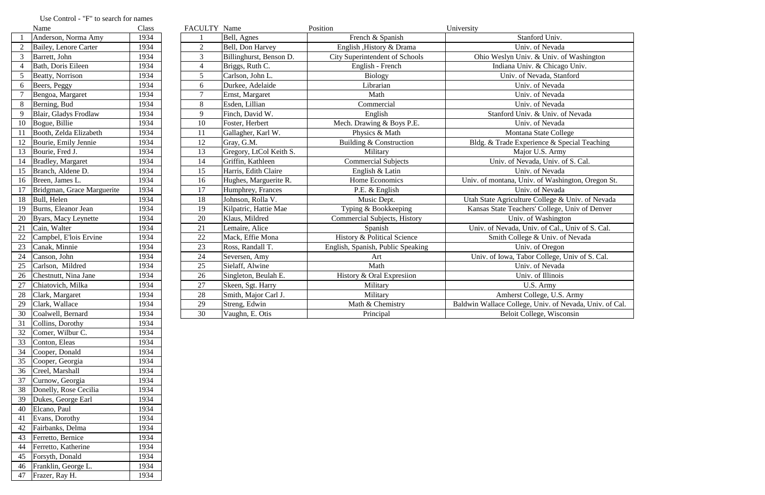Use Control - "F" to search for names

| | Name | Class |
|---|---|---|
| 1 | Anderson, Norma Amy | 1934 |
| 2 | Bailey, Lenore Carter | 1934 |
| 3 | Barrett, John | 1934 |
| 4 | Bath, Doris Eileen | 1934 |
| 5 | Beatty, Norrison | 1934 |
| 6 | Beers, Peggy | 1934 |
| 7 | Bengoa, Margaret | 1934 |
| 8 | Berning, Bud | 1934 |
| 9 | Blair, Gladys Frodlaw | 1934 |
| 10 | Bogue, Billie | 1934 |
| 11 | Booth, Zelda Elizabeth | 1934 |
| 12 | Bourie, Emily Jennie | 1934 |
| 13 | Bourie, Fred J. | 1934 |
| 14 | Bradley, Margaret | 1934 |
| 15 | Branch, Aldene D. | 1934 |
| 16 | Breen, James L. | 1934 |
| 17 | Bridgman, Grace Marguerite | 1934 |
| 18 | Bull, Helen | 1934 |
| 19 | Burns, Eleanor Jean | 1934 |
| 20 | Byars, Macy Leynette | 1934 |
| 21 | Cain, Walter | 1934 |
| 22 | Campbel, E'lois Ervine | 1934 |
| 23 | Canak, Minnie | 1934 |
| 24 | Canson, John | 1934 |
| 25 | Carlson, Mildred | 1934 |
| 26 | Chestnutt, Nina Jane | 1934 |
| 27 | Chiatovich, Milka | 1934 |
| 28 | Clark, Margaret | 1934 |
| 29 | Clark, Wallace | 1934 |
| 30 | Coalwell, Bernard | 1934 |
| 31 | Collins, Dorothy | 1934 |
| 32 | Comer, Wilbur C. | 1934 |
| 33 | Conton, Eleas | 1934 |
| 34 | Cooper, Donald | 1934 |
| 35 | Cooper, Georgia | 1934 |
| 36 | Creel, Marshall | 1934 |
| 37 | Curnow, Georgia | 1934 |
| 38 | Donelly, Rose Cecilia | 1934 |
| 39 | Dukes, George Earl | 1934 |
| 40 | Elcano, Paul | 1934 |
| 41 | Evans, Dorothy | 1934 |
| 42 | Fairbanks, Delma | 1934 |
| 43 | Ferretto, Bernice | 1934 |
| 44 | Ferretto, Katherine | 1934 |
| 45 | Forsyth, Donald | 1934 |
| 46 | Franklin, George L. | 1934 |
| 47 | Frazer, Ray H. | 1934 |

| FACULTY | Name | Position | University |
|---|---|---|---|
| 1 | Bell, Agnes | French & Spanish | Stanford Univ. |
| 2 | Bell, Don Harvey | English ,History & Drama | Univ. of Nevada |
| 3 | Billinghurst, Benson D. | City Superintendent of Schools | Ohio Weslyn Univ. & Univ. of Washington |
| 4 | Briggs, Ruth C. | English - French | Indiana Univ. & Chicago Univ. |
| 5 | Carlson, John L. | Biology | Univ. of Nevada, Stanford |
| 6 | Durkee, Adelaide | Librarian | Univ. of Nevada |
| 7 | Ernst, Margaret | Math | Univ. of Nevada |
| 8 | Esden, Lillian | Commercial | Univ. of Nevada |
| 9 | Finch, David W. | English | Stanford Univ. & Univ. of Nevada |
| 10 | Foster, Herbert | Mech. Drawing & Boys P.E. | Univ. of Nevada |
| 11 | Gallagher, Karl W. | Physics & Math | Montana State College |
| 12 | Gray, G.M. | Building & Construction | Bldg. & Trade Experience & Special Teaching |
| 13 | Gregory, LtCol Keith S. | Military | Major U.S. Army |
| 14 | Griffin, Kathleen | Commercial Subjects | Univ. of Nevada, Univ. of S. Cal. |
| 15 | Harris, Edith Claire | English & Latin | Univ. of Nevada |
| 16 | Hughes, Marguerite R. | Home Economics | Univ. of montana, Univ. of Washington, Oregon St. |
| 17 | Humphrey, Frances | P.E. & English | Univ. of Nevada |
| 18 | Johnson, Rolla V. | Music Dept. | Utah State Agriculture College & Univ. of Nevada |
| 19 | Kilpatric, Hattie Mae | Typing & Bookkeeping | Kansas State Teachers' College, Univ of Denver |
| 20 | Klaus, Mildred | Commercial Subjects, History | Univ. of Washington |
| 21 | Lemaire, Alice | Spanish | Univ. of Nevada, Univ. of Cal., Univ of S. Cal. |
| 22 | Mack, Effie Mona | History & Political Science | Smith College & Univ. of Nevada |
| 23 | Ross, Randall T. | English, Spanish, Public Speaking | Univ. of Oregon |
| 24 | Seversen, Amy | Art | Univ. of Iowa, Tabor College, Univ of S. Cal. |
| 25 | Sielaff, Alwine | Math | Univ. of Nevada |
| 26 | Singleton, Beulah E. | History & Oral Expresiion | Univ. of Illinois |
| 27 | Skeen, Sgt. Harry | Military | U.S. Army |
| 28 | Smith, Major Carl J. | Military | Amherst College, U.S. Army |
| 29 | Streng, Edwin | Math & Chemistry | Baldwin Wallace College, Univ. of Nevada, Univ. of Cal. |
| 30 | Vaughn, E. Otis | Principal | Beloit College, Wisconsin |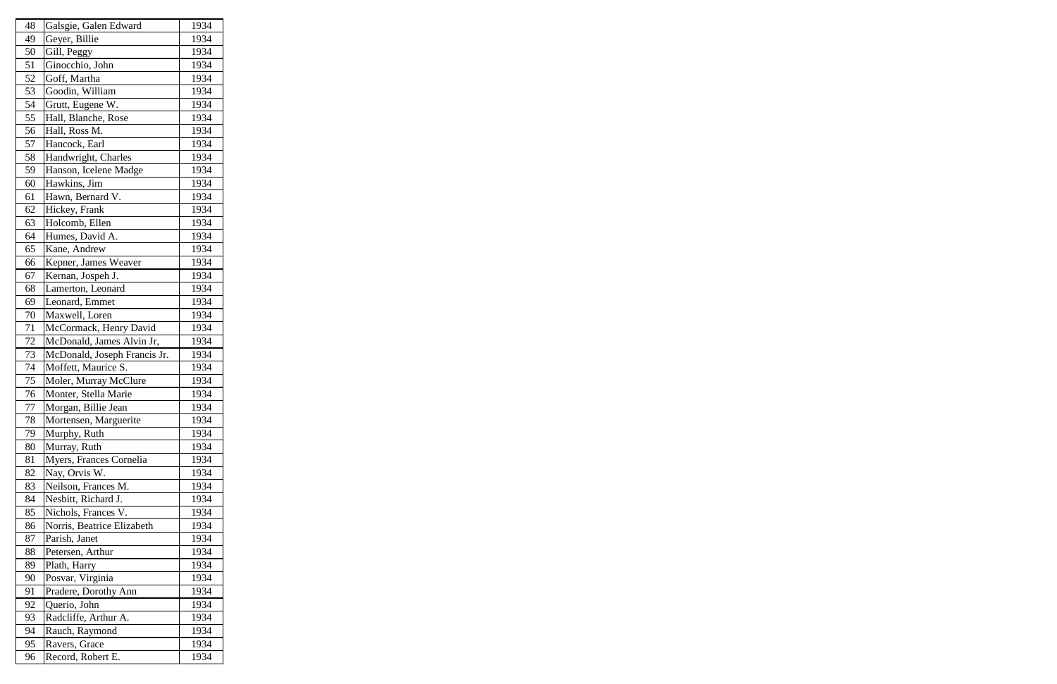| 48 | Galsgie, Galen Edward | 1934 |
|---|---|---|
| 49 | Geyer, Billie | 1934 |
| 50 | Gill, Peggy | 1934 |
| 51 | Ginocchio, John | 1934 |
| 52 | Goff, Martha | 1934 |
| 53 | Goodin, William | 1934 |
| 54 | Grutt, Eugene W. | 1934 |
| 55 | Hall, Blanche, Rose | 1934 |
| 56 | Hall, Ross M. | 1934 |
| 57 | Hancock, Earl | 1934 |
| 58 | Handwright, Charles | 1934 |
| 59 | Hanson, Icelene Madge | 1934 |
| 60 | Hawkins, Jim | 1934 |
| 61 | Hawn, Bernard V. | 1934 |
| 62 | Hickey, Frank | 1934 |
| 63 | Holcomb, Ellen | 1934 |
| 64 | Humes, David A. | 1934 |
| 65 | Kane, Andrew | 1934 |
| 66 | Kepner, James Weaver | 1934 |
| 67 | Kernan, Jospeh J. | 1934 |
| 68 | Lamerton, Leonard | 1934 |
| 69 | Leonard, Emmet | 1934 |
| 70 | Maxwell, Loren | 1934 |
| 71 | McCormack, Henry David | 1934 |
| 72 | McDonald, James Alvin Jr, | 1934 |
| 73 | McDonald, Joseph Francis Jr. | 1934 |
| 74 | Moffett, Maurice S. | 1934 |
| 75 | Moler, Murray McClure | 1934 |
| 76 | Monter, Stella Marie | 1934 |
| 77 | Morgan, Billie Jean | 1934 |
| 78 | Mortensen, Marguerite | 1934 |
| 79 | Murphy, Ruth | 1934 |
| 80 | Murray, Ruth | 1934 |
| 81 | Myers, Frances Cornelia | 1934 |
| 82 | Nay, Orvis W. | 1934 |
| 83 | Neilson, Frances M. | 1934 |
| 84 | Nesbitt, Richard J. | 1934 |
| 85 | Nichols, Frances V. | 1934 |
| 86 | Norris, Beatrice Elizabeth | 1934 |
| 87 | Parish, Janet | 1934 |
| 88 | Petersen, Arthur | 1934 |
| 89 | Plath, Harry | 1934 |
| 90 | Posvar, Virginia | 1934 |
| 91 | Pradere, Dorothy Ann | 1934 |
| 92 | Querio, John | 1934 |
| 93 | Radcliffe, Arthur A. | 1934 |
| 94 | Rauch, Raymond | 1934 |
| 95 | Ravers, Grace | 1934 |
| 96 | Record, Robert E. | 1934 |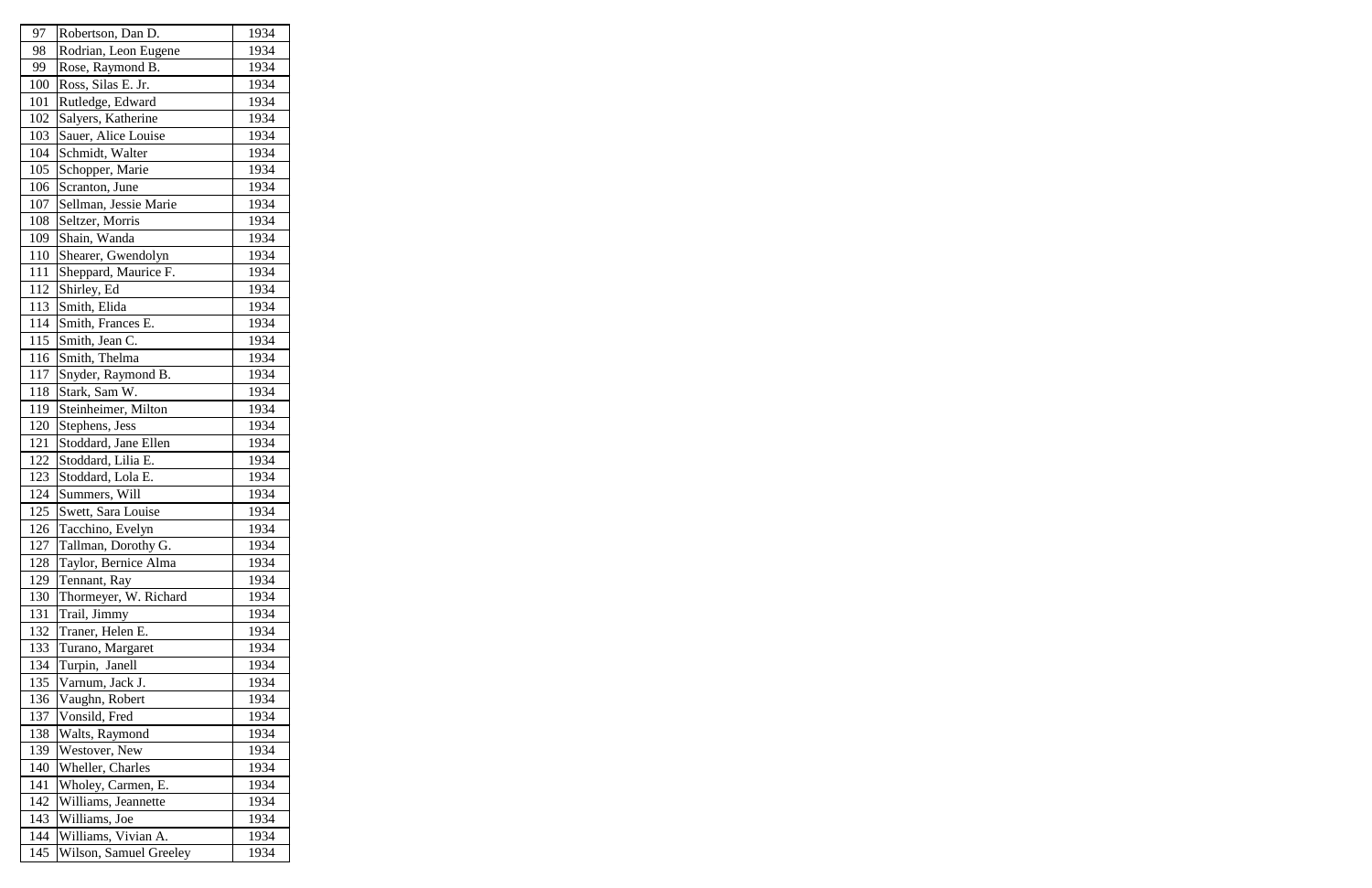| 97 | Robertson, Dan D. | 1934 |
|---|---|---|
| 98 | Rodrian, Leon Eugene | 1934 |
| 99 | Rose, Raymond B. | 1934 |
| 100 | Ross, Silas E. Jr. | 1934 |
| 101 | Rutledge, Edward | 1934 |
| 102 | Salyers, Katherine | 1934 |
| 103 | Sauer, Alice Louise | 1934 |
| 104 | Schmidt, Walter | 1934 |
| 105 | Schopper, Marie | 1934 |
| 106 | Scranton, June | 1934 |
| 107 | Sellman, Jessie Marie | 1934 |
| 108 | Seltzer, Morris | 1934 |
| 109 | Shain, Wanda | 1934 |
| 110 | Shearer, Gwendolyn | 1934 |
| 111 | Sheppard, Maurice F. | 1934 |
| 112 | Shirley, Ed | 1934 |
| 113 | Smith, Elida | 1934 |
| 114 | Smith, Frances E. | 1934 |
| 115 | Smith, Jean C. | 1934 |
| 116 | Smith, Thelma | 1934 |
| 117 | Snyder, Raymond B. | 1934 |
| 118 | Stark, Sam W. | 1934 |
| 119 | Steinheimer, Milton | 1934 |
| 120 | Stephens, Jess | 1934 |
| 121 | Stoddard, Jane Ellen | 1934 |
| 122 | Stoddard, Lilia E. | 1934 |
| 123 | Stoddard, Lola E. | 1934 |
| 124 | Summers, Will | 1934 |
| 125 | Swett, Sara Louise | 1934 |
| 126 | Tacchino, Evelyn | 1934 |
| 127 | Tallman, Dorothy G. | 1934 |
| 128 | Taylor, Bernice Alma | 1934 |
| 129 | Tennant, Ray | 1934 |
| 130 | Thormeyer, W. Richard | 1934 |
| 131 | Trail, Jimmy | 1934 |
| 132 | Traner, Helen E. | 1934 |
| 133 | Turano, Margaret | 1934 |
| 134 | Turpin,  Janell | 1934 |
| 135 | Varnum, Jack J. | 1934 |
| 136 | Vaughn, Robert | 1934 |
| 137 | Vonsild, Fred | 1934 |
| 138 | Walts, Raymond | 1934 |
| 139 | Westover, New | 1934 |
| 140 | Wheller, Charles | 1934 |
| 141 | Wholey, Carmen, E. | 1934 |
| 142 | Williams, Jeannette | 1934 |
| 143 | Williams, Joe | 1934 |
| 144 | Williams, Vivian A. | 1934 |
| 145 | Wilson, Samuel Greeley | 1934 |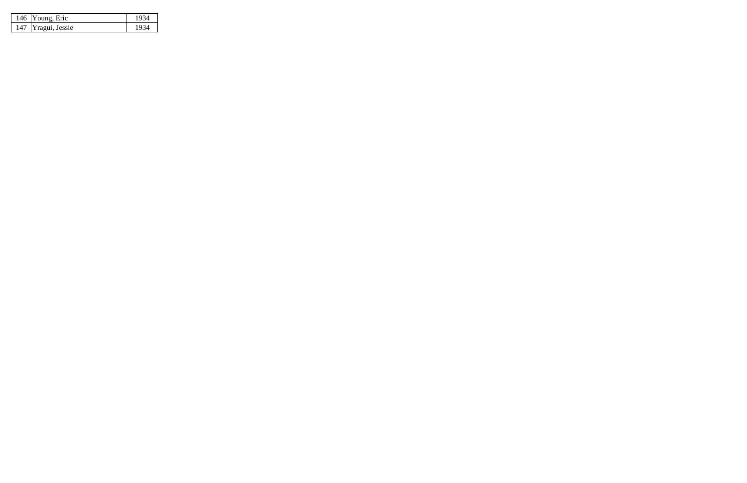| | | |
|---|---|---|
| 146 | Young, Eric | 1934 |
| 147 | Yragui, Jessie | 1934 |